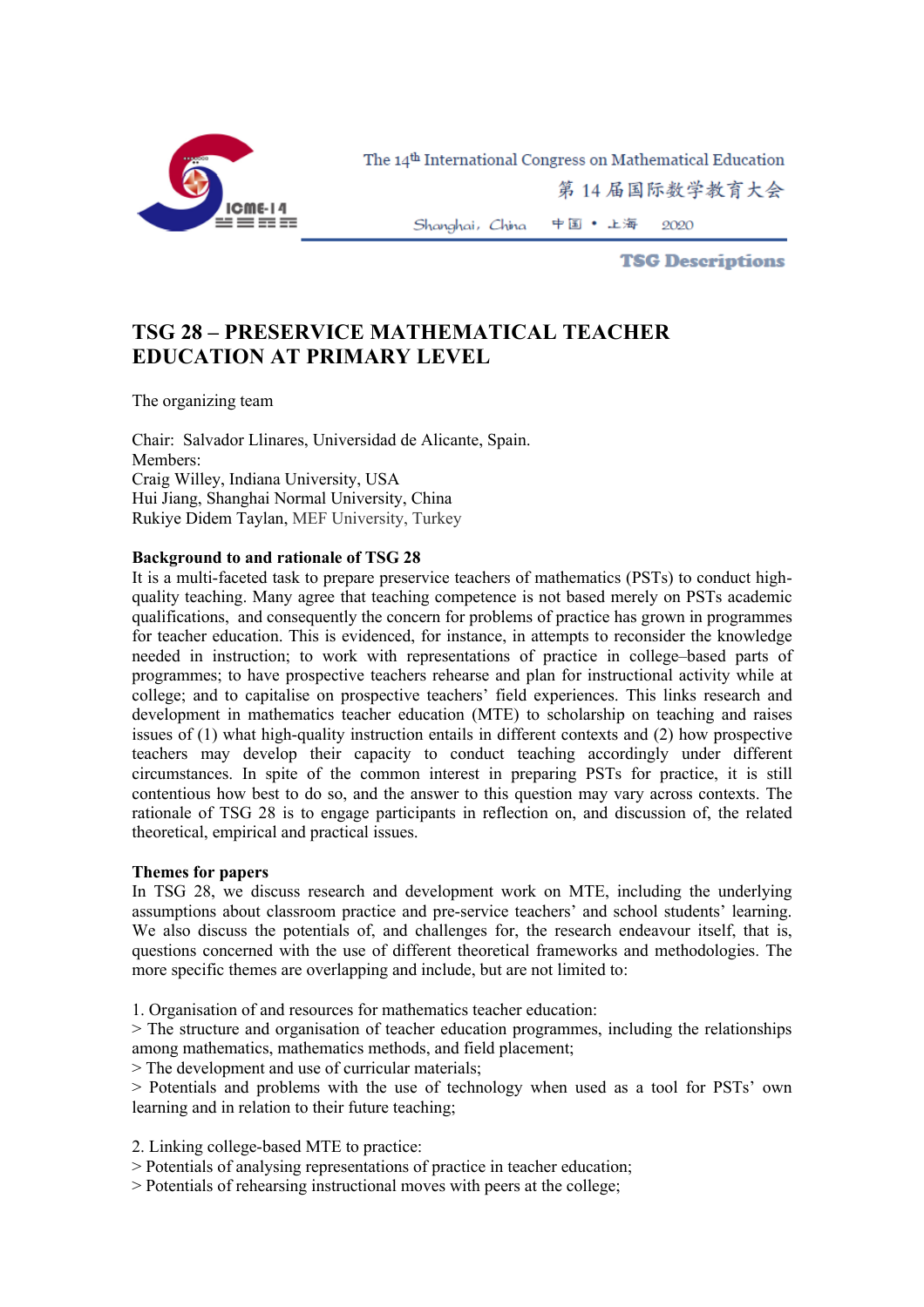# TSG 28 – PRESERVICE MATHEMATICAL TEACHER EDUCATION AT PRIMARY LEVEL

The organizing team

Chair: Salvador Llinares, Universidad de Alicante, Spain.
Members:
Craig Willey, Indiana University, USA
Hui Jiang, Shanghai Normal University, China
Rukiye Didem Taylan, MEF University, Turkey

**Background to and rationale of TSG 28**

It is a multi-faceted task to prepare preservice teachers of mathematics (PSTs) to conduct high-quality teaching. Many agree that teaching competence is not based merely on PSTs academic qualifications, and consequently the concern for problems of practice has grown in programmes for teacher education. This is evidenced, for instance, in attempts to reconsider the knowledge needed in instruction; to work with representations of practice in college–based parts of programmes; to have prospective teachers rehearse and plan for instructional activity while at college; and to capitalise on prospective teachers' field experiences. This links research and development in mathematics teacher education (MTE) to scholarship on teaching and raises issues of (1) what high-quality instruction entails in different contexts and (2) how prospective teachers may develop their capacity to conduct teaching accordingly under different circumstances. In spite of the common interest in preparing PSTs for practice, it is still contentious how best to do so, and the answer to this question may vary across contexts. The rationale of TSG 28 is to engage participants in reflection on, and discussion of, the related theoretical, empirical and practical issues.

**Themes for papers**

In TSG 28, we discuss research and development work on MTE, including the underlying assumptions about classroom practice and pre-service teachers' and school students' learning. We also discuss the potentials of, and challenges for, the research endeavour itself, that is, questions concerned with the use of different theoretical frameworks and methodologies. The more specific themes are overlapping and include, but are not limited to:

1. Organisation of and resources for mathematics teacher education:
> The structure and organisation of teacher education programmes, including the relationships among mathematics, mathematics methods, and field placement;
> The development and use of curricular materials;
> Potentials and problems with the use of technology when used as a tool for PSTs' own learning and in relation to their future teaching;

2. Linking college-based MTE to practice:
> Potentials of analysing representations of practice in teacher education;
> Potentials of rehearsing instructional moves with peers at the college;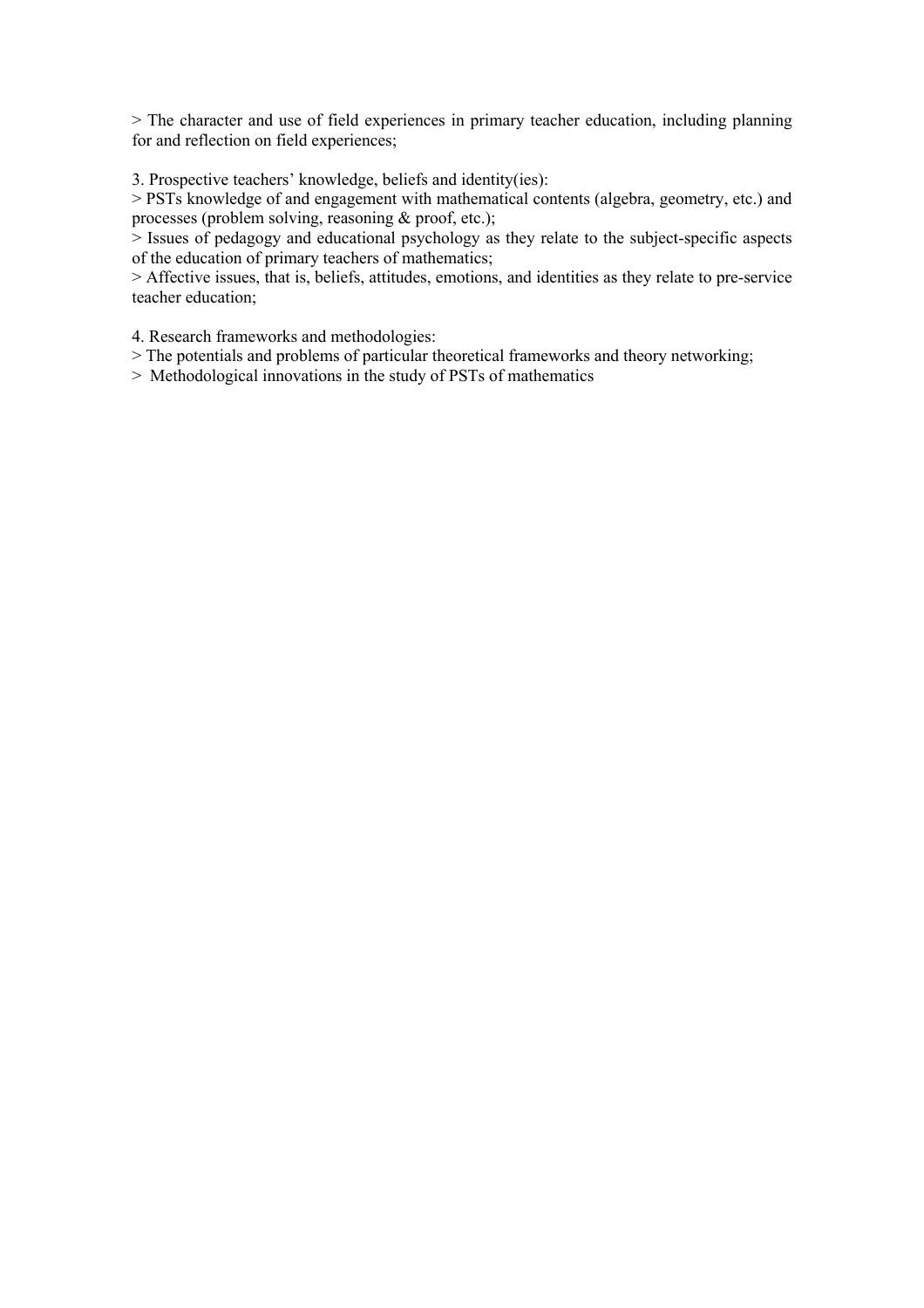> The character and use of field experiences in primary teacher education, including planning for and reflection on field experiences;

3. Prospective teachers' knowledge, beliefs and identity(ies):
> PSTs knowledge of and engagement with mathematical contents (algebra, geometry, etc.) and processes (problem solving, reasoning & proof, etc.);
> Issues of pedagogy and educational psychology as they relate to the subject-specific aspects of the education of primary teachers of mathematics;
> Affective issues, that is, beliefs, attitudes, emotions, and identities as they relate to pre-service teacher education;

4. Research frameworks and methodologies:
> The potentials and problems of particular theoretical frameworks and theory networking;
> Methodological innovations in the study of PSTs of mathematics